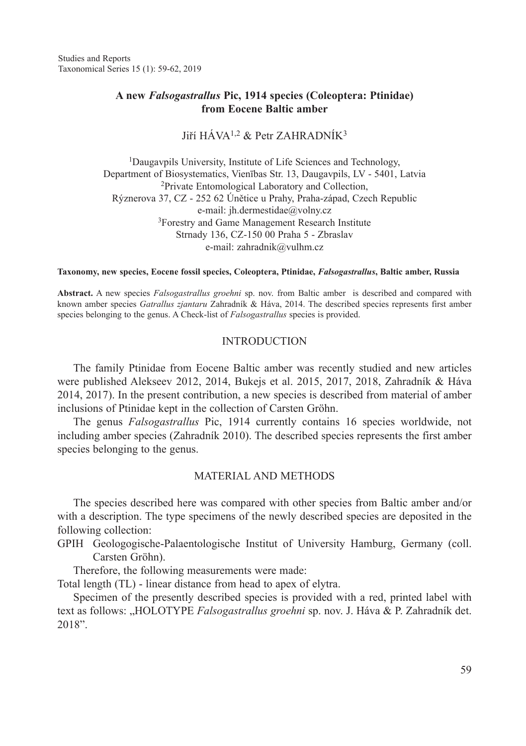# A new *Falsogastrallus* Pic, 1914 species (Coleoptera: Ptinidae) from Eocene Baltic amber

Jiří HÁVA[1,2] & Petr ZAHRADNÍK[3]

[1]Daugavpils University, Institute of Life Sciences and Technology, Department of Biosystematics, Vienības Str. 13, Daugavpils, LV - 5401, Latvia
[2]Private Entomological Laboratory and Collection, Rýznerova 37, CZ - 252 62 Únětice u Prahy, Praha-západ, Czech Republic
e-mail: jh.dermestidae@volny.cz
[3]Forestry and Game Management Research Institute
Strnady 136, CZ-150 00 Praha 5 - Zbraslav
e-mail: zahradnik@vulhm.cz

**Taxonomy, new species, Eocene fossil species, Coleoptera, Ptinidae, *Falsogastrallus*, Baltic amber, Russia**

**Abstract.** A new species *Falsogastrallus groehni* sp. nov. from Baltic amber is described and compared with known amber species *Gatrallus zjantaru* Zahradník & Háva, 2014. The described species represents first amber species belonging to the genus. A Check-list of *Falsogastrallus* species is provided.

## INTRODUCTION

The family Ptinidae from Eocene Baltic amber was recently studied and new articles were published Alekseev 2012, 2014, Bukejs et al. 2015, 2017, 2018, Zahradník & Háva 2014, 2017). In the present contribution, a new species is described from material of amber inclusions of Ptinidae kept in the collection of Carsten Gröhn.

The genus *Falsogastrallus* Pic, 1914 currently contains 16 species worldwide, not including amber species (Zahradník 2010). The described species represents the first amber species belonging to the genus.

## MATERIAL AND METHODS

The species described here was compared with other species from Baltic amber and/or with a description. The type specimens of the newly described species are deposited in the following collection:

GPIH Geologogische-Palaentologische Institut of University Hamburg, Germany (coll. Carsten Gröhn).

Therefore, the following measurements were made:

Total length (TL) - linear distance from head to apex of elytra.

Specimen of the presently described species is provided with a red, printed label with text as follows: „HOLOTYPE *Falsogastrallus groehni* sp. nov. J. Háva & P. Zahradník det. 2018".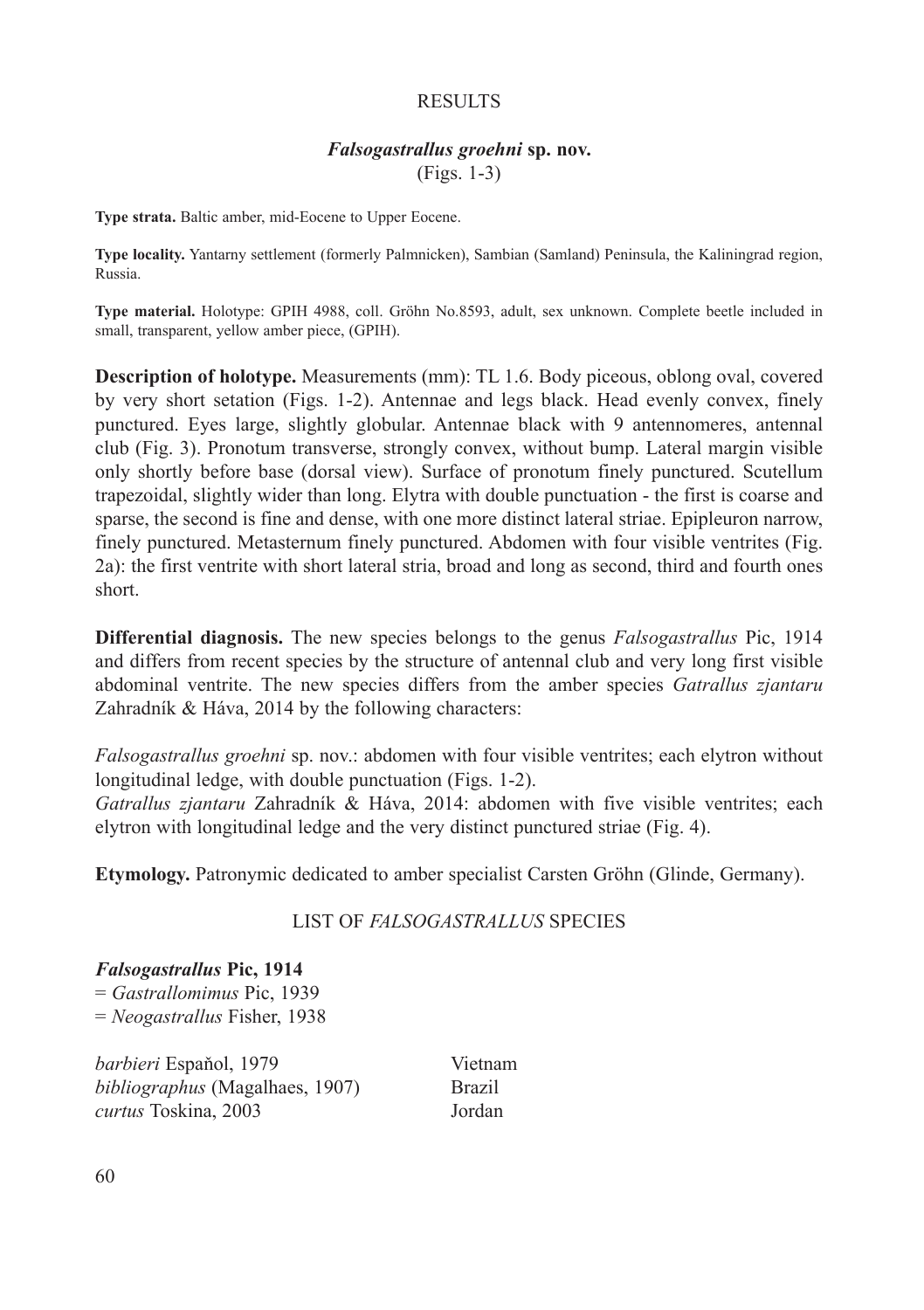## RESULTS

### *Falsogastrallus groehni* sp. nov.
(Figs. 1-3)

**Type strata.** Baltic amber, mid-Eocene to Upper Eocene.

**Type locality.** Yantarny settlement (formerly Palmnicken), Sambian (Samland) Peninsula, the Kaliningrad region, Russia.

**Type material.** Holotype: GPIH 4988, coll. Gröhn No.8593, adult, sex unknown. Complete beetle included in small, transparent, yellow amber piece, (GPIH).

**Description of holotype.** Measurements (mm): TL 1.6. Body piceous, oblong oval, covered by very short setation (Figs. 1-2). Antennae and legs black. Head evenly convex, finely punctured. Eyes large, slightly globular. Antennae black with 9 antennomeres, antennal club (Fig. 3). Pronotum transverse, strongly convex, without bump. Lateral margin visible only shortly before base (dorsal view). Surface of pronotum finely punctured. Scutellum trapezoidal, slightly wider than long. Elytra with double punctuation - the first is coarse and sparse, the second is fine and dense, with one more distinct lateral striae. Epipleuron narrow, finely punctured. Metasternum finely punctured. Abdomen with four visible ventrites (Fig. 2a): the first ventrite with short lateral stria, broad and long as second, third and fourth ones short.

**Differential diagnosis.** The new species belongs to the genus *Falsogastrallus* Pic, 1914 and differs from recent species by the structure of antennal club and very long first visible abdominal ventrite. The new species differs from the amber species *Gatrallus zjantaru* Zahradník & Háva, 2014 by the following characters:

*Falsogastrallus groehni* sp. nov.: abdomen with four visible ventrites; each elytron without longitudinal ledge, with double punctuation (Figs. 1-2).
*Gatrallus zjantaru* Zahradník & Háva, 2014: abdomen with five visible ventrites; each elytron with longitudinal ledge and the very distinct punctured striae (Fig. 4).

**Etymology.** Patronymic dedicated to amber specialist Carsten Gröhn (Glinde, Germany).

## LIST OF *FALSOGASTRALLUS* SPECIES

***Falsogastrallus* Pic, 1914**
= *Gastrallomimus* Pic, 1939
= *Neogastrallus* Fisher, 1938

| | |
|---|---|
| *barbieri* Espaňol, 1979 | Vietnam |
| *bibliographus* (Magalhaes, 1907) | Brazil |
| *curtus* Toskina, 2003 | Jordan |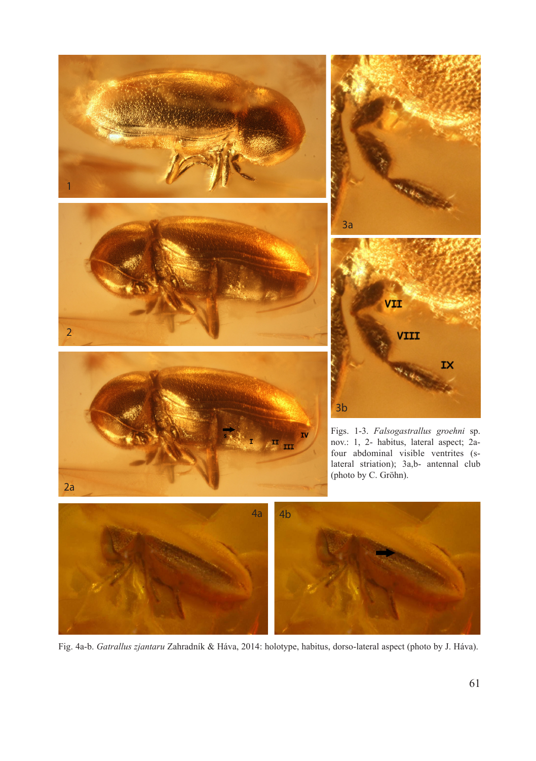Figs. 1-3. *Falsogastrallus groehni* sp. nov.: 1, 2- habitus, lateral aspect; 2a- four abdominal visible ventrites (s- lateral striation); 3a,b- antennal club (photo by C. Gröhn).

Fig. 4a-b. *Gatrallus zjantaru* Zahradník & Háva, 2014: holotype, habitus, dorso-lateral aspect (photo by J. Háva).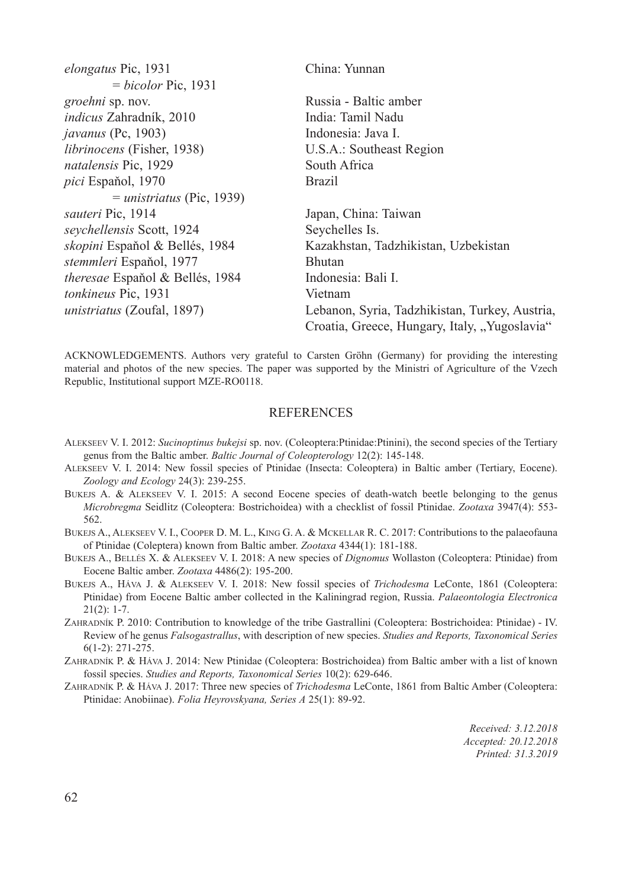| | |
|---|---|
| *elongatus* Pic, 1931 | China: Yunnan |
| = *bicolor* Pic, 1931 | |
| *groehni* sp. nov. | Russia - Baltic amber |
| *indicus* Zahradník, 2010 | India: Tamil Nadu |
| *javanus* (Pc, 1903) | Indonesia: Java I. |
| *librinocens* (Fisher, 1938) | U.S.A.: Southeast Region |
| *natalensis* Pic, 1929 | South Africa |
| *pici* Espaňol, 1970 | Brazil |
| = *unistriatus* (Pic, 1939) | |
| *sauteri* Pic, 1914 | Japan, China: Taiwan |
| *seychellensis* Scott, 1924 | Seychelles Is. |
| *skopini* Espaňol & Bellés, 1984 | Kazakhstan, Tadzhikistan, Uzbekistan |
| *stemmleri* Espaňol, 1977 | Bhutan |
| *theresae* Espaňol & Bellés, 1984 | Indonesia: Bali I. |
| *tonkineus* Pic, 1931 | Vietnam |
| *unistriatus* (Zoufal, 1897) | Lebanon, Syria, Tadzhikistan, Turkey, Austria, Croatia, Greece, Hungary, Italy, „Yugoslavia" |

ACKNOWLEDGEMENTS. Authors very grateful to Carsten Gröhn (Germany) for providing the interesting material and photos of the new species. The paper was supported by the Ministri of Agriculture of the Vzech Republic, Institutional support MZE-RO0118.

## REFERENCES

Alekseev V. I. 2012: *Sucinoptinus bukejsi* sp. nov. (Coleoptera:Ptinidae:Ptinini), the second species of the Tertiary genus from the Baltic amber. *Baltic Journal of Coleopterology* 12(2): 145-148.

Alekseev V. I. 2014: New fossil species of Ptinidae (Insecta: Coleoptera) in Baltic amber (Tertiary, Eocene). *Zoology and Ecology* 24(3): 239-255.

Bukejs A. & Alekseev V. I. 2015: A second Eocene species of death-watch beetle belonging to the genus *Microbregma* Seidlitz (Coleoptera: Bostrichoidea) with a checklist of fossil Ptinidae. *Zootaxa* 3947(4): 553-562.

Bukejs A., Alekseev V. I., Cooper D. M. L., King G. A. & Mckellar R. C. 2017: Contributions to the palaeofauna of Ptinidae (Coleptera) known from Baltic amber. *Zootaxa* 4344(1): 181-188.

Bukejs A., Bellés X. & Alekseev V. I. 2018: A new species of *Dignomus* Wollaston (Coleoptera: Ptinidae) from Eocene Baltic amber. *Zootaxa* 4486(2): 195-200.

Bukejs A., Háva J. & Alekseev V. I. 2018: New fossil species of *Trichodesma* LeConte, 1861 (Coleoptera: Ptinidae) from Eocene Baltic amber collected in the Kaliningrad region, Russia. *Palaeontologia Electronica* 21(2): 1-7.

Zahradník P. 2010: Contribution to knowledge of the tribe Gastrallini (Coleoptera: Bostrichoidea: Ptinidae) - IV. Review of he genus *Falsogastrallus*, with description of new species. *Studies and Reports, Taxonomical Series* 6(1-2): 271-275.

Zahradník P. & Háva J. 2014: New Ptinidae (Coleoptera: Bostrichoidea) from Baltic amber with a list of known fossil species. *Studies and Reports, Taxonomical Series* 10(2): 629-646.

Zahradník P. & Háva J. 2017: Three new species of *Trichodesma* LeConte, 1861 from Baltic Amber (Coleoptera: Ptinidae: Anobiinae). *Folia Heyrovskyana, Series A* 25(1): 89-92.

*Received: 3.12.2018*
*Accepted: 20.12.2018*
*Printed: 31.3.2019*